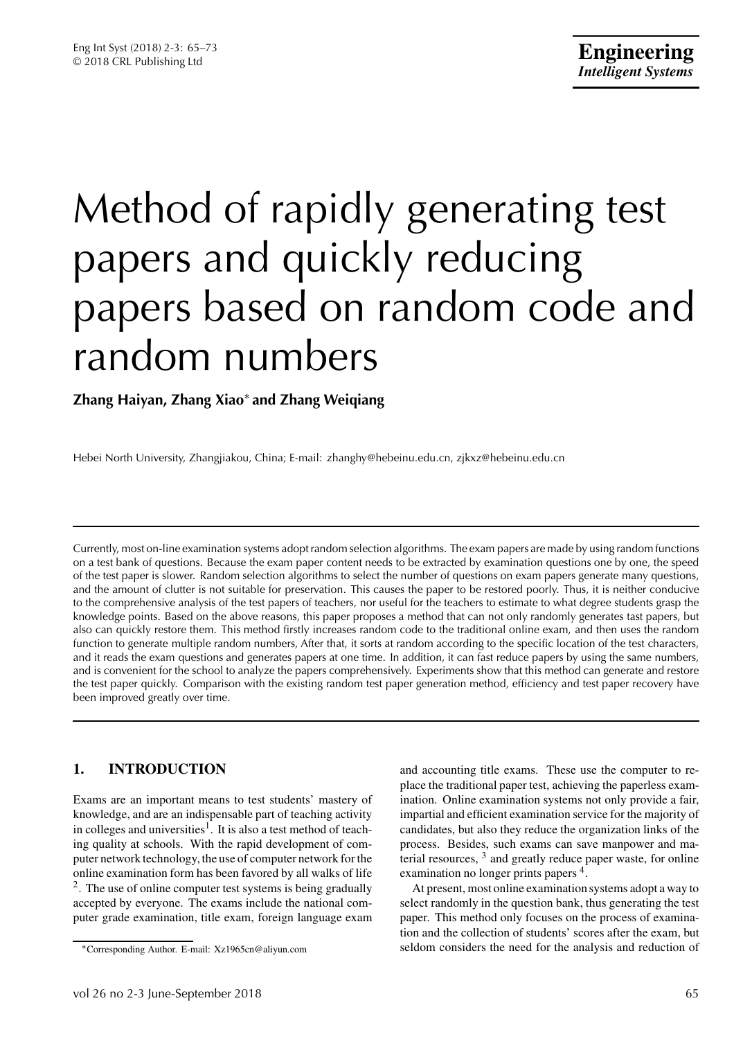# Method of rapidly generating test papers and quickly reducing papers based on random code and random numbers

**Zhang Haiyan, Zhang Xiao* and Zhang Weiqiang**

Hebei North University, Zhangjiakou, China; E-mail: zhanghy@hebeinu.edu.cn, zjkxz@hebeinu.edu.cn

---

Currently, most on-line examination systems adopt random selection algorithms. The exam papers are made by using random functions on a test bank of questions. Because the exam paper content needs to be extracted by examination questions one by one, the speed of the test paper is slower. Random selection algorithms to select the number of questions on exam papers generate many questions, and the amount of clutter is not suitable for preservation. This causes the paper to be restored poorly. Thus, it is neither conducive to the comprehensive analysis of the test papers of teachers, nor useful for the teachers to estimate to what degree students grasp the knowledge points. Based on the above reasons, this paper proposes a method that can not only randomly generates tast papers, but also can quickly restore them. This method firstly increases random code to the traditional online exam, and then uses the random function to generate multiple random numbers, After that, it sorts at random according to the specific location of the test characters, and it reads the exam questions and generates papers at one time. In addition, it can fast reduce papers by using the same numbers, and is convenient for the school to analyze the papers comprehensively. Experiments show that this method can generate and restore the test paper quickly. Comparison with the existing random test paper generation method, efficiency and test paper recovery have been improved greatly over time.

---

## 1. INTRODUCTION

Exams are an important means to test students' mastery of knowledge, and are an indispensable part of teaching activity in colleges and universities[1]. It is also a test method of teaching quality at schools. With the rapid development of computer network technology, the use of computer network for the online examination form has been favored by all walks of life [2]. The use of online computer test systems is being gradually accepted by everyone. The exams include the national computer grade examination, title exam, foreign language exam and accounting title exams. These use the computer to replace the traditional paper test, achieving the paperless examination. Online examination systems not only provide a fair, impartial and efficient examination service for the majority of candidates, but also they reduce the organization links of the process. Besides, such exams can save manpower and material resources, [3] and greatly reduce paper waste, for online examination no longer prints papers [4].

At present, most online examination systems adopt a way to select randomly in the question bank, thus generating the test paper. This method only focuses on the process of examination and the collection of students' scores after the exam, but seldom considers the need for the analysis and reduction of

---

*Corresponding Author. E-mail: Xz1965cn@aliyun.com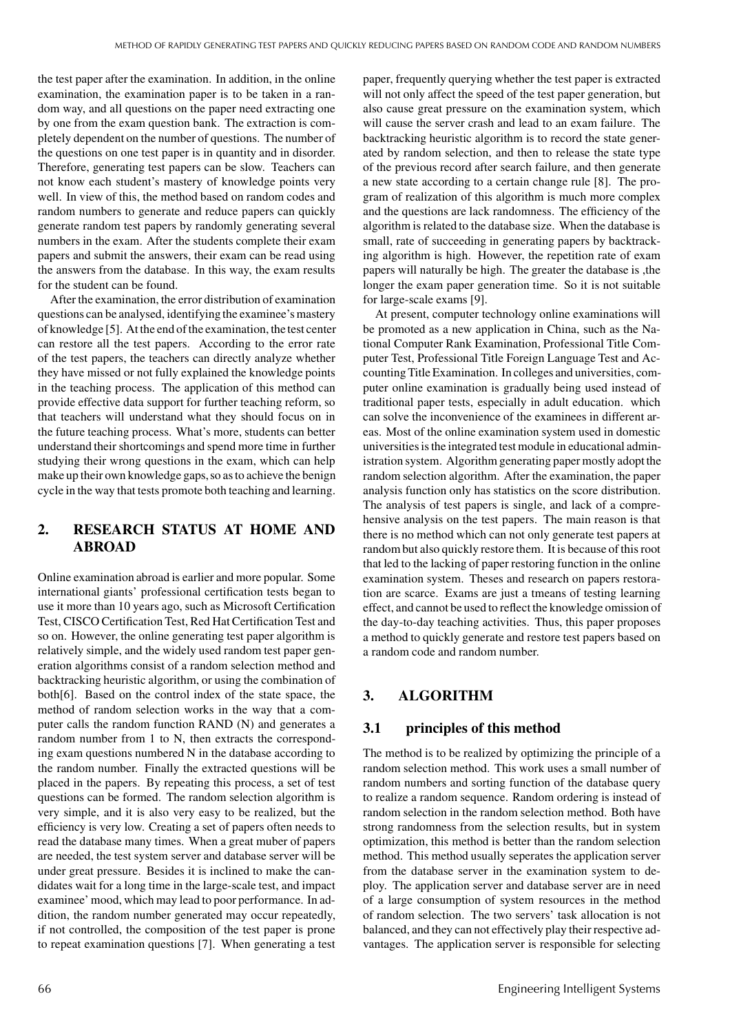the test paper after the examination. In addition, in the online examination, the examination paper is to be taken in a random way, and all questions on the paper need extracting one by one from the exam question bank. The extraction is completely dependent on the number of questions. The number of the questions on one test paper is in quantity and in disorder. Therefore, generating test papers can be slow. Teachers can not know each student's mastery of knowledge points very well. In view of this, the method based on random codes and random numbers to generate and reduce papers can quickly generate random test papers by randomly generating several numbers in the exam. After the students complete their exam papers and submit the answers, their exam can be read using the answers from the database. In this way, the exam results for the student can be found.

After the examination, the error distribution of examination questions can be analysed, identifying the examinee's mastery of knowledge [5]. At the end of the examination, the test center can restore all the test papers. According to the error rate of the test papers, the teachers can directly analyze whether they have missed or not fully explained the knowledge points in the teaching process. The application of this method can provide effective data support for further teaching reform, so that teachers will understand what they should focus on in the future teaching process. What's more, students can better understand their shortcomings and spend more time in further studying their wrong questions in the exam, which can help make up their own knowledge gaps, so as to achieve the benign cycle in the way that tests promote both teaching and learning.

## 2. RESEARCH STATUS AT HOME AND ABROAD

Online examination abroad is earlier and more popular. Some international giants' professional certification tests began to use it more than 10 years ago, such as Microsoft Certification Test, CISCO Certification Test, Red Hat Certification Test and so on. However, the online generating test paper algorithm is relatively simple, and the widely used random test paper generation algorithms consist of a random selection method and backtracking heuristic algorithm, or using the combination of both[6]. Based on the control index of the state space, the method of random selection works in the way that a computer calls the random function RAND (N) and generates a random number from 1 to N, then extracts the corresponding exam questions numbered N in the database according to the random number. Finally the extracted questions will be placed in the papers. By repeating this process, a set of test questions can be formed. The random selection algorithm is very simple, and it is also very easy to be realized, but the efficiency is very low. Creating a set of papers often needs to read the database many times. When a great muber of papers are needed, the test system server and database server will be under great pressure. Besides it is inclined to make the candidates wait for a long time in the large-scale test, and impact examinee' mood, which may lead to poor performance. In addition, the random number generated may occur repeatedly, if not controlled, the composition of the test paper is prone to repeat examination questions [7]. When generating a test paper, frequently querying whether the test paper is extracted will not only affect the speed of the test paper generation, but also cause great pressure on the examination system, which will cause the server crash and lead to an exam failure. The backtracking heuristic algorithm is to record the state generated by random selection, and then to release the state type of the previous record after search failure, and then generate a new state according to a certain change rule [8]. The program of realization of this algorithm is much more complex and the questions are lack randomness. The efficiency of the algorithm is related to the database size. When the database is small, rate of succeeding in generating papers by backtracking algorithm is high. However, the repetition rate of exam papers will naturally be high. The greater the database is ,the longer the exam paper generation time. So it is not suitable for large-scale exams [9].

At present, computer technology online examinations will be promoted as a new application in China, such as the National Computer Rank Examination, Professional Title Computer Test, Professional Title Foreign Language Test and Accounting Title Examination. In colleges and universities, computer online examination is gradually being used instead of traditional paper tests, especially in adult education. which can solve the inconvenience of the examinees in different areas. Most of the online examination system used in domestic universities is the integrated test module in educational administration system. Algorithm generating paper mostly adopt the random selection algorithm. After the examination, the paper analysis function only has statistics on the score distribution. The analysis of test papers is single, and lack of a comprehensive analysis on the test papers. The main reason is that there is no method which can not only generate test papers at random but also quickly restore them. It is because of this root that led to the lacking of paper restoring function in the online examination system. Theses and research on papers restoration are scarce. Exams are just a tmeans of testing learning effect, and cannot be used to reflect the knowledge omission of the day-to-day teaching activities. Thus, this paper proposes a method to quickly generate and restore test papers based on a random code and random number.

## 3. ALGORITHM

### 3.1 principles of this method

The method is to be realized by optimizing the principle of a random selection method. This work uses a small number of random numbers and sorting function of the database query to realize a random sequence. Random ordering is instead of random selection in the random selection method. Both have strong randomness from the selection results, but in system optimization, this method is better than the random selection method. This method usually seperates the application server from the database server in the examination system to deploy. The application server and database server are in need of a large consumption of system resources in the method of random selection. The two servers' task allocation is not balanced, and they can not effectively play their respective advantages. The application server is responsible for selecting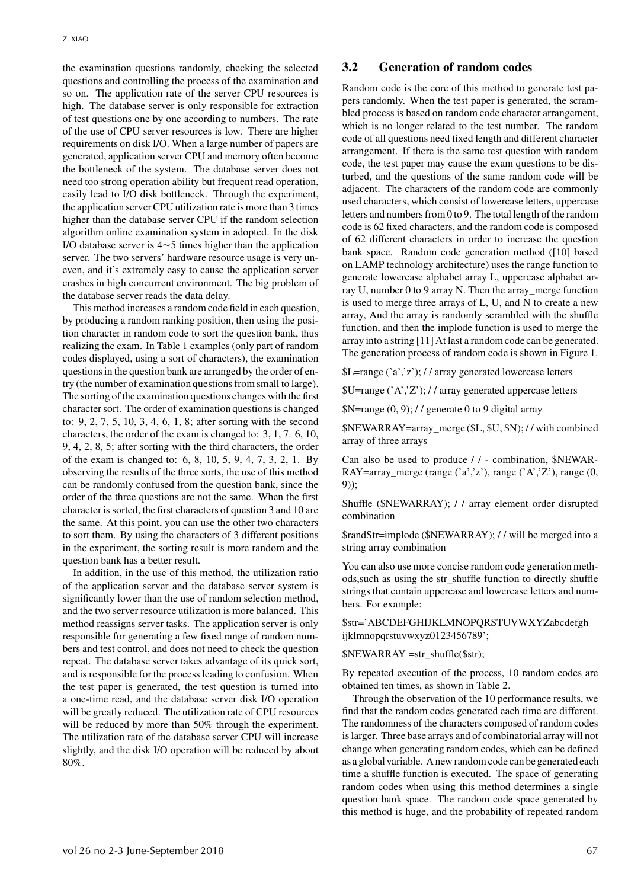the examination questions randomly, checking the selected questions and controlling the process of the examination and so on. The application rate of the server CPU resources is high. The database server is only responsible for extraction of test questions one by one according to numbers. The rate of the use of CPU server resources is low. There are higher requirements on disk I/O. When a large number of papers are generated, application server CPU and memory often become the bottleneck of the system. The database server does not need too strong operation ability but frequent read operation, easily lead to I/O disk bottleneck. Through the experiment, the application server CPU utilization rate is more than 3 times higher than the database server CPU if the random selection algorithm online examination system in adopted. In the disk I/O database server is 4∼5 times higher than the application server. The two servers' hardware resource usage is very uneven, and it's extremely easy to cause the application server crashes in high concurrent environment. The big problem of the database server reads the data delay.

This method increases a random code field in each question, by producing a random ranking position, then using the position character in random code to sort the question bank, thus realizing the exam. In Table 1 examples (only part of random codes displayed, using a sort of characters), the examination questions in the question bank are arranged by the order of entry (the number of examination questions from small to large). The sorting of the examination questions changes with the first character sort. The order of examination questions is changed to: 9, 2, 7, 5, 10, 3, 4, 6, 1, 8; after sorting with the second characters, the order of the exam is changed to: 3, 1, 7. 6, 10, 9, 4, 2, 8, 5; after sorting with the third characters, the order of the exam is changed to: 6, 8, 10, 5, 9, 4, 7, 3, 2, 1. By observing the results of the three sorts, the use of this method can be randomly confused from the question bank, since the order of the three questions are not the same. When the first character is sorted, the first characters of question 3 and 10 are the same. At this point, you can use the other two characters to sort them. By using the characters of 3 different positions in the experiment, the sorting result is more random and the question bank has a better result.

In addition, in the use of this method, the utilization ratio of the application server and the database server system is significantly lower than the use of random selection method, and the two server resource utilization is more balanced. This method reassigns server tasks. The application server is only responsible for generating a few fixed range of random numbers and test control, and does not need to check the question repeat. The database server takes advantage of its quick sort, and is responsible for the process leading to confusion. When the test paper is generated, the test question is turned into a one-time read, and the database server disk I/O operation will be greatly reduced. The utilization rate of CPU resources will be reduced by more than 50% through the experiment. The utilization rate of the database server CPU will increase slightly, and the disk I/O operation will be reduced by about 80%.

## 3.2 Generation of random codes

Random code is the core of this method to generate test papers randomly. When the test paper is generated, the scrambled process is based on random code character arrangement, which is no longer related to the test number. The random code of all questions need fixed length and different character arrangement. If there is the same test question with random code, the test paper may cause the exam questions to be disturbed, and the questions of the same random code will be adjacent. The characters of the random code are commonly used characters, which consist of lowercase letters, uppercase letters and numbers from 0 to 9. The total length of the random code is 62 fixed characters, and the random code is composed of 62 different characters in order to increase the question bank space. Random code generation method ([10] based on LAMP technology architecture) uses the range function to generate lowercase alphabet array L, uppercase alphabet array U, number 0 to 9 array N. Then the array_merge function is used to merge three arrays of L, U, and N to create a new array, And the array is randomly scrambled with the shuffle function, and then the implode function is used to merge the array into a string [11] At last a random code can be generated. The generation process of random code is shown in Figure 1.

```
$L=range ('a','z'); / / array generated lowercase letters

$U=range ('A','Z'); / / array generated uppercase letters

$N=range (0, 9); / / generate 0 to 9 digital array

$NEWARRAY=array_merge ($L, $U, $N); / / with combined array of three arrays
```

Can also be used to produce / / - combination, $NEWARRAY=array_merge (range ('a','z'), range ('A','Z'), range (0, 9));

```
Shuffle ($NEWARRAY); / / array element order disrupted combination

$randStr=implode ($NEWARRAY); / / will be merged into a string array combination
```

You can also use more concise random code generation methods,such as using the str_shuffle function to directly shuffle strings that contain uppercase and lowercase letters and numbers. For example:

```
$str='ABCDEFGHIJKLMNOPQRSTUVWXYZabcdefgh ijklmnopqrstuvwxyz0123456789';

$NEWARRAY =str_shuffle($str);
```

By repeated execution of the process, 10 random codes are obtained ten times, as shown in Table 2.

Through the observation of the 10 performance results, we find that the random codes generated each time are different. The randomness of the characters composed of random codes is larger. Three base arrays and of combinatorial array will not change when generating random codes, which can be defined as a global variable. A new random code can be generated each time a shuffle function is executed. The space of generating random codes when using this method determines a single question bank space. The random code space generated by this method is huge, and the probability of repeated random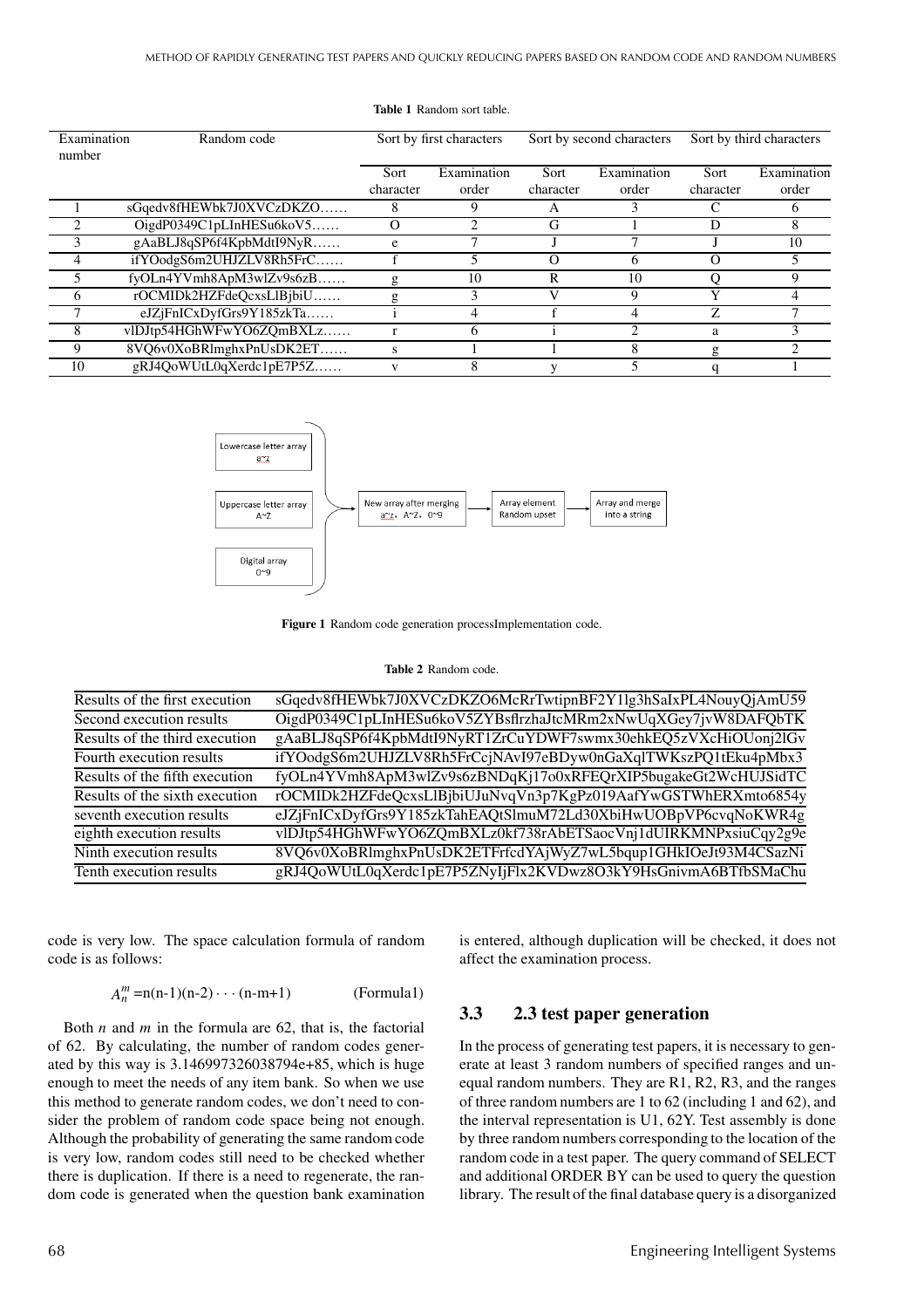**Table 1** Random sort table.

| Examination number | Random code | Sort by first characters | | Sort by second characters | | Sort by third characters | |
|---|---|---|---|---|---|---|---|
| | | Sort character | Examination order | Sort character | Examination order | Sort character | Examination order |
| 1 | sGqedv8fHEWbk7J0XVCzDKZO…… | 8 | 9 | A | 3 | C | 6 |
| 2 | OigdP0349C1pLInHESu6koV5…… | O | 2 | G | 1 | D | 8 |
| 3 | gAaBLJ8qSP6f4KpbMdtI9NyR…… | e | 7 | J | 7 | J | 10 |
| 4 | ifYOodgS6m2UHJZLV8Rh5FrC…… | f | 5 | O | 6 | O | 5 |
| 5 | fyOLn4YVmh8ApM3wlZv9s6zB…… | g | 10 | R | 10 | Q | 9 |
| 6 | rOCMIDk2HZFdeQcxsLlBjbiU…… | g | 3 | V | 9 | Y | 4 |
| 7 | eJZjFnICxDyfGrs9Y185zkTa…… | i | 4 | f | 4 | Z | 7 |
| 8 | vlDJtp54HGhWFwYO6ZQmBXLz…… | r | 6 | i | 2 | a | 3 |
| 9 | 8VQ6v0XoBRlmghxPnUsDK2ET…… | s | 1 | l | 8 | g | 2 |
| 10 | gRJ4QoWUtL0qXerdc1pE7P5Z…… | v | 8 | y | 5 | q | 1 |

Lowercase letter array a~z

Uppercase letter array A~Z

Digital array 0~9

New array after merging a~z, A~Z, 0~9 → Array element Random upset → Array and merge into a string

**Figure 1** Random code generation processImplementation code.

**Table 2** Random code.

| | |
|---|---|
| Results of the first execution | sGqedv8fHEWbk7J0XVCzDKZO6McRrTwtipnBF2Y1lg3hSaIxPL4NouyQjAmU59 |
| Second execution results | OigdP0349C1pLInHESu6koV5ZYBsflrzhaJtcMRm2xNwUqXGey7jvW8DAFQbTK |
| Results of the third execution | gAaBLJ8qSP6f4KpbMdtI9NyRT1ZrCuYDWF7swmx30ehkEQ5zVXcHiOUonj2lGv |
| Fourth execution results | ifYOodgS6m2UHJZLV8Rh5FrCcjNAvI97eBDyw0nGaXqlTWKszPQ1tEku4pMbx3 |
| Results of the fifth execution | fyOLn4YVmh8ApM3wlZv9s6zBNDqKj17o0xRFEQrXIP5bugakeGt2WcHUJSidTC |
| Results of the sixth execution | rOCMIDk2HZFdeQcxsLlBjbiUJuNvqVn3p7KgPz019AafYwGSTWhERXmto6854y |
| seventh execution results | eJZjFnICxDyfGrs9Y185zkTahEAQtSlmuM72Ld30XbiHwUOBpVP6cvqNoKWR4g |
| eighth execution results | vlDJtp54HGhWFwYO6ZQmBXLz0kf738rAbETSaocVnj1dUIRKMNPxsiuCqy2g9e |
| Ninth execution results | 8VQ6v0XoBRlmghxPnUsDK2ETFrfcdYAjWyZ7wL5bqup1GHkIOeJt93M4CSazNi |
| Tenth execution results | gRJ4QoWUtL0qXerdc1pE7P5ZNyIjFlx2KVDwz8O3kY9HsGnivmA6BTfbSMaChu |

code is very low. The space calculation formula of random code is as follows:

$$A_n^m = n(n-1)(n-2)\cdots(n-m+1) \qquad \text{(Formula1)}$$

Both $n$ and $m$ in the formula are 62, that is, the factorial of 62. By calculating, the number of random codes generated by this way is 3.146997326038794e+85, which is huge enough to meet the needs of any item bank. So when we use this method to generate random codes, we don't need to consider the problem of random code space being not enough. Although the probability of generating the same random code is very low, random codes still need to be checked whether there is duplication. If there is a need to regenerate, the random code is generated when the question bank examination is entered, although duplication will be checked, it does not affect the examination process.

## 3.3 2.3 test paper generation

In the process of generating test papers, it is necessary to generate at least 3 random numbers of specified ranges and unequal random numbers. They are R1, R2, R3, and the ranges of three random numbers are 1 to 62 (including 1 and 62), and the interval representation is U1, 62Y. Test assembly is done by three random numbers corresponding to the location of the random code in a test paper. The query command of SELECT and additional ORDER BY can be used to query the question library. The result of the final database query is a disorganized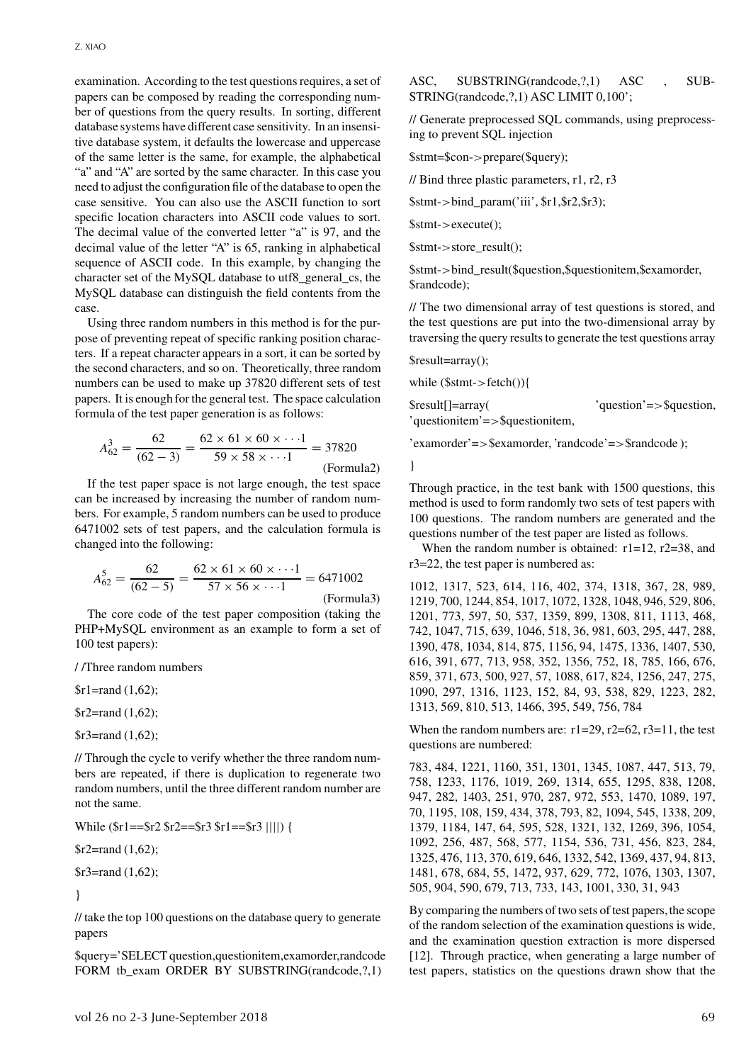examination. According to the test questions requires, a set of papers can be composed by reading the corresponding number of questions from the query results. In sorting, different database systems have different case sensitivity. In an insensitive database system, it defaults the lowercase and uppercase of the same letter is the same, for example, the alphabetical "a" and "A" are sorted by the same character. In this case you need to adjust the configuration file of the database to open the case sensitive. You can also use the ASCII function to sort specific location characters into ASCII code values to sort. The decimal value of the converted letter "a" is 97, and the decimal value of the letter "A" is 65, ranking in alphabetical sequence of ASCII code. In this example, by changing the character set of the MySQL database to utf8_general_cs, the MySQL database can distinguish the field contents from the case.

Using three random numbers in this method is for the purpose of preventing repeat of specific ranking position characters. If a repeat character appears in a sort, it can be sorted by the second characters, and so on. Theoretically, three random numbers can be used to make up 37820 different sets of test papers. It is enough for the general test. The space calculation formula of the test paper generation is as follows:

$$A_{62}^{3} = \frac{62}{(62-3)} = \frac{62 \times 61 \times 60 \times \cdots 1}{59 \times 58 \times \cdots 1} = 37820 \quad \text{(Formula2)}$$

If the test paper space is not large enough, the test space can be increased by increasing the number of random numbers. For example, 5 random numbers can be used to produce 6471002 sets of test papers, and the calculation formula is changed into the following:

$$A_{62}^{5} = \frac{62}{(62-5)} = \frac{62 \times 61 \times 60 \times \cdots 1}{57 \times 56 \times \cdots 1} = 6471002 \quad \text{(Formula3)}$$

The core code of the test paper composition (taking the PHP+MySQL environment as an example to form a set of 100 test papers):

```
/ /Three random numbers

$r1=rand (1,62);

$r2=rand (1,62);

$r3=rand (1,62);

// Through the cycle to verify whether the three random numbers are repeated, if there is duplication to regenerate two random numbers, until the three different random number are not the same.

While ($r1==$r2 $r2==$r3 $r1==$r3 ||||) {

$r2=rand (1,62);

$r3=rand (1,62);

}

// take the top 100 questions on the database query to generate papers

$query='SELECT question,questionitem,examorder,randcode FORM tb_exam ORDER BY SUBSTRING(randcode,?,1) ASC, SUBSTRING(randcode,?,1) ASC , SUBSTRING(randcode,?,1) ASC LIMIT 0,100';

// Generate preprocessed SQL commands, using preprocessing to prevent SQL injection

$stmt=$con->prepare($query);

// Bind three plastic parameters, r1, r2, r3

$stmt->bind_param('iii', $r1,$r2,$r3);

$stmt->execute();

$stmt->store_result();

$stmt->bind_result($question,$questionitem,$examorder, $randcode);

// The two dimensional array of test questions is stored, and the test questions are put into the two-dimensional array by traversing the query results to generate the test questions array

$result=array();

while ($stmt->fetch()){

$result[]=array( 'question'=>$question, 'questionitem'=>$questionitem,

'examorder'=>$examorder, 'randcode'=>$randcode );

}
```

Through practice, in the test bank with 1500 questions, this method is used to form randomly two sets of test papers with 100 questions. The random numbers are generated and the questions number of the test paper are listed as follows.

When the random number is obtained: r1=12, r2=38, and r3=22, the test paper is numbered as:

1012, 1317, 523, 614, 116, 402, 374, 1318, 367, 28, 989, 1219, 700, 1244, 854, 1017, 1072, 1328, 1048, 946, 529, 806, 1201, 773, 597, 50, 537, 1359, 899, 1308, 811, 1113, 468, 742, 1047, 715, 639, 1046, 518, 36, 981, 603, 295, 447, 288, 1390, 478, 1034, 814, 875, 1156, 94, 1475, 1336, 1407, 530, 616, 391, 677, 713, 958, 352, 1356, 752, 18, 785, 166, 676, 859, 371, 673, 500, 927, 57, 1088, 617, 824, 1256, 247, 275, 1090, 297, 1316, 1123, 152, 84, 93, 538, 829, 1223, 282, 1313, 569, 810, 513, 1466, 395, 549, 756, 784

When the random numbers are: r1=29, r2=62, r3=11, the test questions are numbered:

783, 484, 1221, 1160, 351, 1301, 1345, 1087, 447, 513, 79, 758, 1233, 1176, 1019, 269, 1314, 655, 1295, 838, 1208, 947, 282, 1403, 251, 970, 287, 972, 553, 1470, 1089, 197, 70, 1195, 108, 159, 434, 378, 793, 82, 1094, 545, 1338, 209, 1379, 1184, 147, 64, 595, 528, 1321, 132, 1269, 396, 1054, 1092, 256, 487, 568, 577, 1154, 536, 731, 456, 823, 284, 1325, 476, 113, 370, 619, 646, 1332, 542, 1369, 437, 94, 813, 1481, 678, 684, 55, 1472, 937, 629, 772, 1076, 1303, 1307, 505, 904, 590, 679, 713, 733, 143, 1001, 330, 31, 943

By comparing the numbers of two sets of test papers, the scope of the random selection of the examination questions is wide, and the examination question extraction is more dispersed [12]. Through practice, when generating a large number of test papers, statistics on the questions drawn show that the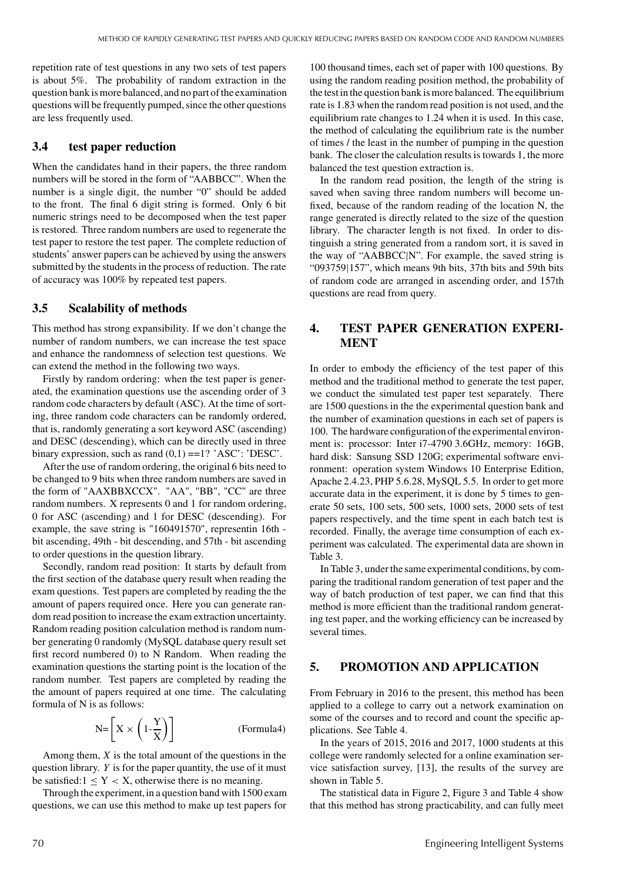repetition rate of test questions in any two sets of test papers is about 5%. The probability of random extraction in the question bank is more balanced, and no part of the examination questions will be frequently pumped, since the other questions are less frequently used.

## 3.4 test paper reduction

When the candidates hand in their papers, the three random numbers will be stored in the form of "AABBCC". When the number is a single digit, the number "0" should be added to the front. The final 6 digit string is formed. Only 6 bit numeric strings need to be decomposed when the test paper is restored. Three random numbers are used to regenerate the test paper to restore the test paper. The complete reduction of students' answer papers can be achieved by using the answers submitted by the students in the process of reduction. The rate of accuracy was 100% by repeated test papers.

## 3.5 Scalability of methods

This method has strong expansibility. If we don't change the number of random numbers, we can increase the test space and enhance the randomness of selection test questions. We can extend the method in the following two ways.

Firstly by random ordering: when the test paper is generated, the examination questions use the ascending order of 3 random code characters by default (ASC). At the time of sorting, three random code characters can be randomly ordered, that is, randomly generating a sort keyword ASC (ascending) and DESC (descending), which can be directly used in three binary expression, such as rand (0,1) ==1? 'ASC': 'DESC'.

After the use of random ordering, the original 6 bits need to be changed to 9 bits when three random numbers are saved in the form of "AAXBBXCCX". "AA", "BB", "CC" are three random numbers. X represents 0 and 1 for random ordering, 0 for ASC (ascending) and 1 for DESC (descending). For example, the save string is "160491570", representin 16th - bit ascending, 49th - bit descending, and 57th - bit ascending to order questions in the question library.

Secondly, random read position: It starts by default from the first section of the database query result when reading the exam questions. Test papers are completed by reading the the amount of papers required once. Here you can generate random read position to increase the exam extraction uncertainty. Random reading position calculation method is random number generating 0 randomly (MySQL database query result set first record numbered 0) to N Random. When reading the examination questions the starting point is the location of the random number. Test papers are completed by reading the the amount of papers required at one time. The calculating formula of N is as follows:

$$N=\left[X \times \left(1-\frac{Y}{X}\right)\right] \qquad \text{(Formula4)}$$

Among them, $X$ is the total amount of the questions in the question library. $Y$ is for the paper quantity, the use of it must be satisfied: $1 \leq Y < X$, otherwise there is no meaning.

Through the experiment, in a question band with 1500 exam questions, we can use this method to make up test papers for 100 thousand times, each set of paper with 100 questions. By using the random reading position method, the probability of the test in the question bank is more balanced. The equilibrium rate is 1.83 when the random read position is not used, and the equilibrium rate changes to 1.24 when it is used. In this case, the method of calculating the equilibrium rate is the number of times / the least in the number of pumping in the question bank. The closer the calculation results is towards 1, the more balanced the test question extraction is.

In the random read position, the length of the string is saved when saving three random numbers will become unfixed, because of the random reading of the location N, the range generated is directly related to the size of the question library. The character length is not fixed. In order to distinguish a string generated from a random sort, it is saved in the way of "AABBCC|N". For example, the saved string is "093759|157", which means 9th bits, 37th bits and 59th bits of random code are arranged in ascending order, and 157th questions are read from query.

# 4. TEST PAPER GENERATION EXPERIMENT

In order to embody the efficiency of the test paper of this method and the traditional method to generate the test paper, we conduct the simulated test paper test separately. There are 1500 questions in the the experimental question bank and the number of examination questions in each set of papers is 100. The hardware configuration of the experimental environment is: processor: Inter i7-4790 3.6GHz, memory: 16GB, hard disk: Sansung SSD 120G; experimental software environment: operation system Windows 10 Enterprise Edition, Apache 2.4.23, PHP 5.6.28, MySQL 5.5. In order to get more accurate data in the experiment, it is done by 5 times to generate 50 sets, 100 sets, 500 sets, 1000 sets, 2000 sets of test papers respectively, and the time spent in each batch test is recorded. Finally, the average time consumption of each experiment was calculated. The experimental data are shown in Table 3.

In Table 3, under the same experimental conditions, by comparing the traditional random generation of test paper and the way of batch production of test paper, we can find that this method is more efficient than the traditional random generating test paper, and the working efficiency can be increased by several times.

# 5. PROMOTION AND APPLICATION

From February in 2016 to the present, this method has been applied to a college to carry out a network examination on some of the courses and to record and count the specific applications. See Table 4.

In the years of 2015, 2016 and 2017, 1000 students at this college were randomly selected for a online examination service satisfaction survey, [13], the results of the survey are shown in Table 5.

The statistical data in Figure 2, Figure 3 and Table 4 show that this method has strong practicability, and can fully meet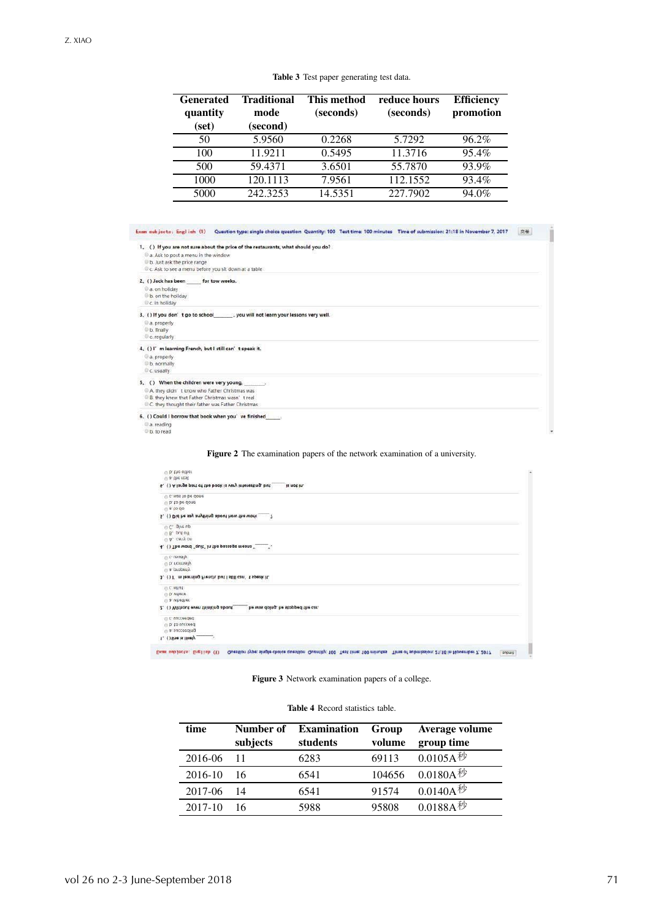**Table 3** Test paper generating test data.

| Generated quantity (set) | Traditional mode (second) | This method (seconds) | reduce hours (seconds) | Efficiency promotion |
|---|---|---|---|---|
| 50 | 5.9560 | 0.2268 | 5.7292 | 96.2% |
| 100 | 11.9211 | 0.5495 | 11.3716 | 95.4% |
| 500 | 59.4371 | 3.6501 | 55.7870 | 93.9% |
| 1000 | 120.1113 | 7.9561 | 112.1552 | 93.4% |
| 5000 | 242.3253 | 14.5351 | 227.7902 | 94.0% |

**Figure 2** The examination papers of the network examination of a university.

**Figure 3** Network examination papers of a college.

**Table 4** Record statistics table.

| time | Number of subjects | Examination students | Group volume | Average volume group time |
|---|---|---|---|---|
| 2016-06 | 11 | 6283 | 69113 | 0.0105A秒 |
| 2016-10 | 16 | 6541 | 104656 | 0.0180A秒 |
| 2017-06 | 14 | 6541 | 91574 | 0.0140A秒 |
| 2017-10 | 16 | 5988 | 95808 | 0.0188A秒 |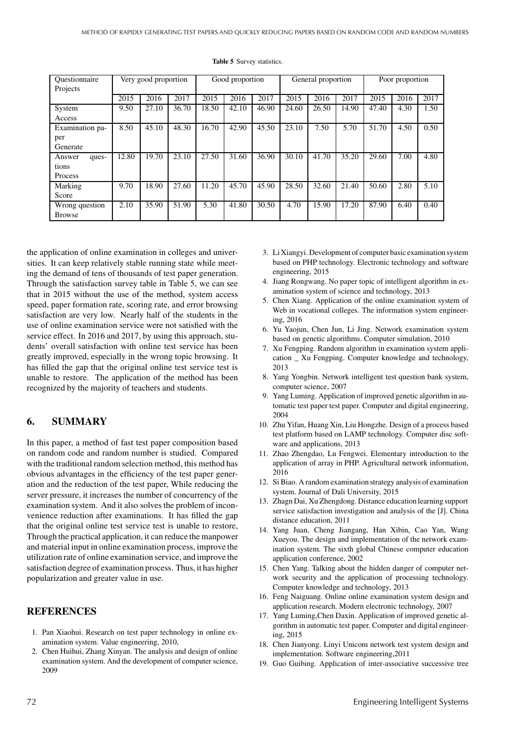**Table 5** Survey statistics.

| Questionnaire Projects | Very good proportion | | | Good proportion | | | General proportion | | | Poor proportion | | |
|---|---|---|---|---|---|---|---|---|---|---|---|---|
| | 2015 | 2016 | 2017 | 2015 | 2016 | 2017 | 2015 | 2016 | 2017 | 2015 | 2016 | 2017 |
| System Access | 9.50 | 27.10 | 36.70 | 18.50 | 42.10 | 46.90 | 24.60 | 26.50 | 14.90 | 47.40 | 4.30 | 1.50 |
| Examination paper Generate | 8.50 | 45.10 | 48.30 | 16.70 | 42.90 | 45.50 | 23.10 | 7.50 | 5.70 | 51.70 | 4.50 | 0.50 |
| Answer questions Process | 12.80 | 19.70 | 23.10 | 27.50 | 31.60 | 36.90 | 30.10 | 41.70 | 35.20 | 29.60 | 7.00 | 4.80 |
| Marking Score | 9.70 | 18.90 | 27.60 | 11.20 | 45.70 | 45.90 | 28.50 | 32.60 | 21.40 | 50.60 | 2.80 | 5.10 |
| Wrong question Browse | 2.10 | 35.90 | 51.90 | 5.30 | 41.80 | 30.50 | 4.70 | 15.90 | 17.20 | 87.90 | 6.40 | 0.40 |

the application of online examination in colleges and universities. It can keep relatively stable running state while meeting the demand of tens of thousands of test paper generation. Through the satisfaction survey table in Table 5, we can see that in 2015 without the use of the method, system access speed, paper formation rate, scoring rate, and error browsing satisfaction are very low. Nearly half of the students in the use of online examination service were not satisfied with the service effect. In 2016 and 2017, by using this approach, students' overall satisfaction with online test service has been greatly improved, especially in the wrong topic browsing. It has filled the gap that the original online test service test is unable to restore. The application of the method has been recognized by the majority of teachers and students.

## 6. SUMMARY

In this paper, a method of fast test paper composition based on random code and random number is studied. Compared with the traditional random selection method, this method has obvious advantages in the efficiency of the test paper generation and the reduction of the test paper, While reducing the server pressure, it increases the number of concurrency of the examination system. And it also solves the problem of inconvenience reduction after examinations. It has filled the gap that the original online test service test is unable to restore, Through the practical application, it can reduce the manpower and material input in online examination process, improve the utilization rate of online examination service, and improve the satisfaction degree of examination process. Thus, it has higher popularization and greater value in use.

## REFERENCES

1. Pan Xiaohui. Research on test paper technology in online examination system. Value engineering, 2010,
2. Chen Huihui, Zhang Xinyan. The analysis and design of online examination system. And the development of computer science, 2009
3. Li Xiangyi. Development of computer basic examination system based on PHP technology. Electronic technology and software engineering, 2015
4. Jiang Rongwang. No paper topic of intelligent algorithm in examination system of science and technology, 2013
5. Chen Xiang. Application of the online examination system of Web in vocational colleges. The information system engineering, 2016
6. Yu Yaojun, Chen Jun, Li Jing. Network examination system based on genetic algorithms. Computer simulation, 2010
7. Xu Fengping. Random algorithm in examination system application _ Xu Fengping. Computer knowledge and technology, 2013
8. Yang Yongbin. Network intelligent test question bank system, computer science, 2007
9. Yang Luming. Application of improved genetic algorithm in automatic test paper test paper. Computer and digital engineering, 2004
10. Zhu Yifan, Huang Xin, Liu Hongzhe. Design of a process based test platform based on LAMP technology. Computer disc software and applications, 2013
11. Zhao Zhengdao, Lu Fengwei. Elementary introduction to the application of array in PHP. Agricultural network information, 2016
12. Si Biao. A random examination strategy analysis of examination system. Journal of Dali University, 2015
13. Zhagn Dai, Xu Zhengdong. Distance education learning support service satisfaction investigation and analysis of the [J]. China distance education, 2011
14. Yang Juan, Cheng Jiangang, Han Xibin, Cao Yan, Wang Xueyou. The design and implementation of the network examination system. The sixth global Chinese computer education application conference, 2002
15. Chen Yang. Talking about the hidden danger of computer network security and the application of processing technology. Computer knowledge and technology, 2013
16. Feng Naiguang. Online online examination system design and application research. Modern electronic technology, 2007
17. Yang Luming,Chen Daxin. Application of improved genetic algorithm in automatic test paper. Computer and digital engineering, 2015
18. Chen Jianyong. Linyi Unicom network test system design and implementation. Software engineering,2011
19. Guo Guibing. Application of inter-associative successive tree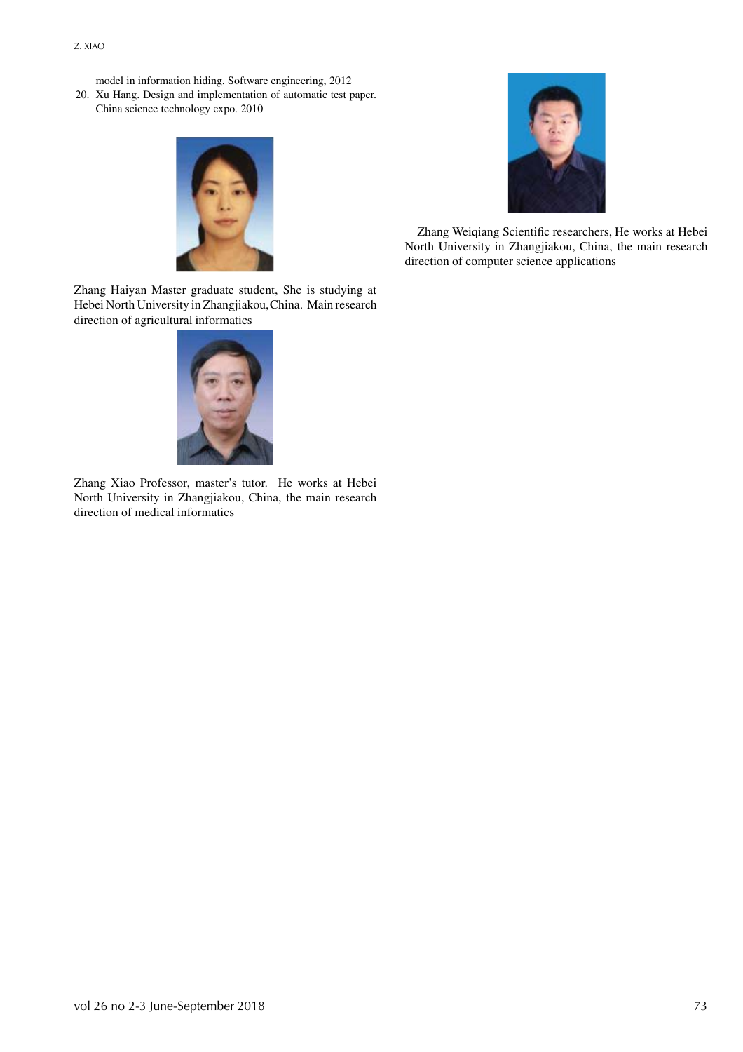model in information hiding. Software engineering, 2012

20. Xu Hang. Design and implementation of automatic test paper. China science technology expo. 2010

Zhang Haiyan Master graduate student, She is studying at Hebei North University in Zhangjiakou, China. Main research direction of agricultural informatics

Zhang Xiao Professor, master's tutor. He works at Hebei North University in Zhangjiakou, China, the main research direction of medical informatics

Zhang Weiqiang Scientific researchers, He works at Hebei North University in Zhangjiakou, China, the main research direction of computer science applications